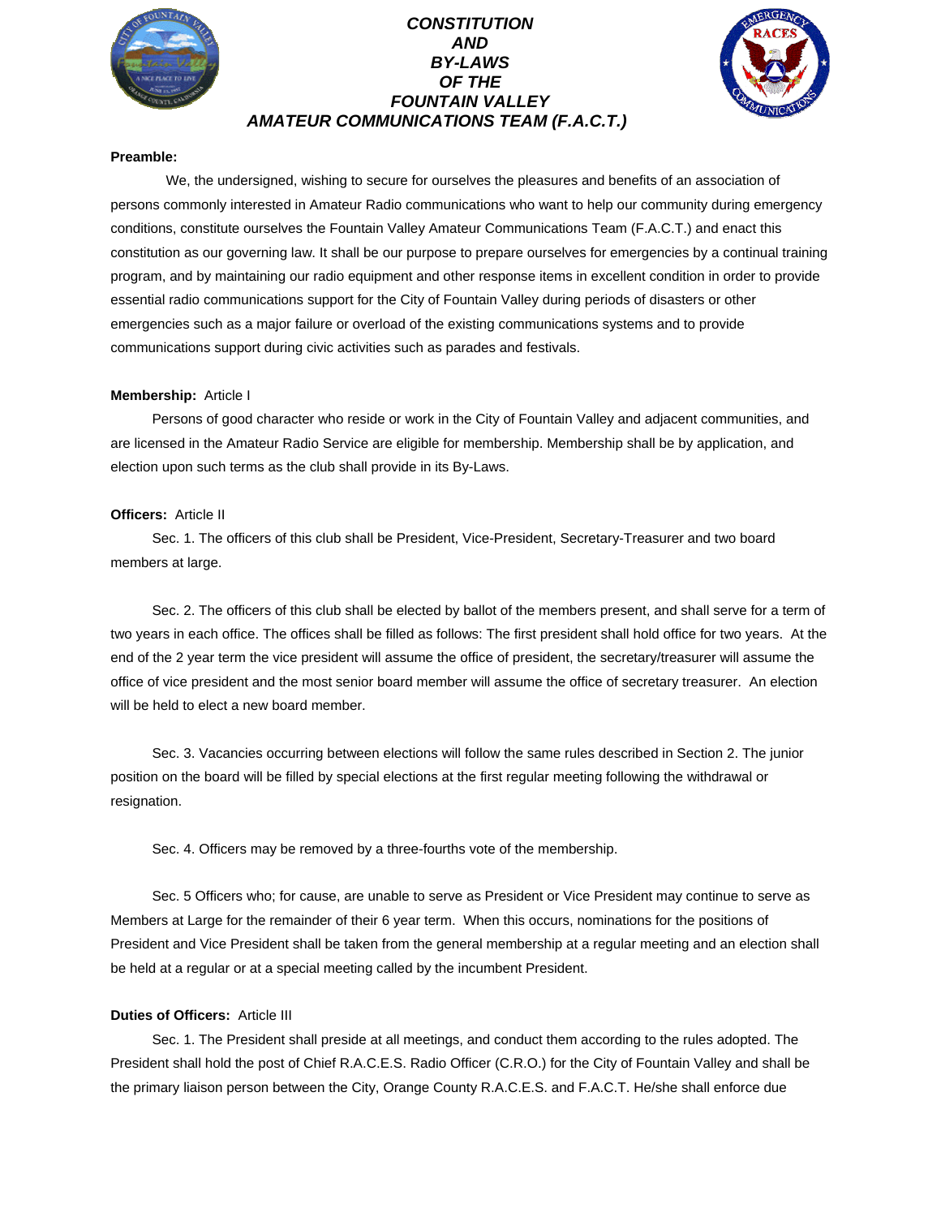# *CONSTITUTION AND BY-LAWS OF THE FOUNTAIN VALLEY AMATEUR COMMUNICATIONS TEAM (F.A.C.T.)*

**Preamble:**

We, the undersigned, wishing to secure for ourselves the pleasures and benefits of an association of persons commonly interested in Amateur Radio communications who want to help our community during emergency conditions, constitute ourselves the Fountain Valley Amateur Communications Team (F.A.C.T.) and enact this constitution as our governing law. It shall be our purpose to prepare ourselves for emergencies by a continual training program, and by maintaining our radio equipment and other response items in excellent condition in order to provide essential radio communications support for the City of Fountain Valley during periods of disasters or other emergencies such as a major failure or overload of the existing communications systems and to provide communications support during civic activities such as parades and festivals.

**Membership:** Article I

Persons of good character who reside or work in the City of Fountain Valley and adjacent communities, and are licensed in the Amateur Radio Service are eligible for membership. Membership shall be by application, and election upon such terms as the club shall provide in its By-Laws.

**Officers:** Article II

Sec. 1. The officers of this club shall be President, Vice-President, Secretary-Treasurer and two board members at large.

Sec. 2. The officers of this club shall be elected by ballot of the members present, and shall serve for a term of two years in each office. The offices shall be filled as follows: The first president shall hold office for two years. At the end of the 2 year term the vice president will assume the office of president, the secretary/treasurer will assume the office of vice president and the most senior board member will assume the office of secretary treasurer. An election will be held to elect a new board member.

Sec. 3. Vacancies occurring between elections will follow the same rules described in Section 2. The junior position on the board will be filled by special elections at the first regular meeting following the withdrawal or resignation.

Sec. 4. Officers may be removed by a three-fourths vote of the membership.

Sec. 5 Officers who; for cause, are unable to serve as President or Vice President may continue to serve as Members at Large for the remainder of their 6 year term. When this occurs, nominations for the positions of President and Vice President shall be taken from the general membership at a regular meeting and an election shall be held at a regular or at a special meeting called by the incumbent President.

**Duties of Officers:** Article III

Sec. 1. The President shall preside at all meetings, and conduct them according to the rules adopted. The President shall hold the post of Chief R.A.C.E.S. Radio Officer (C.R.O.) for the City of Fountain Valley and shall be the primary liaison person between the City, Orange County R.A.C.E.S. and F.A.C.T. He/she shall enforce due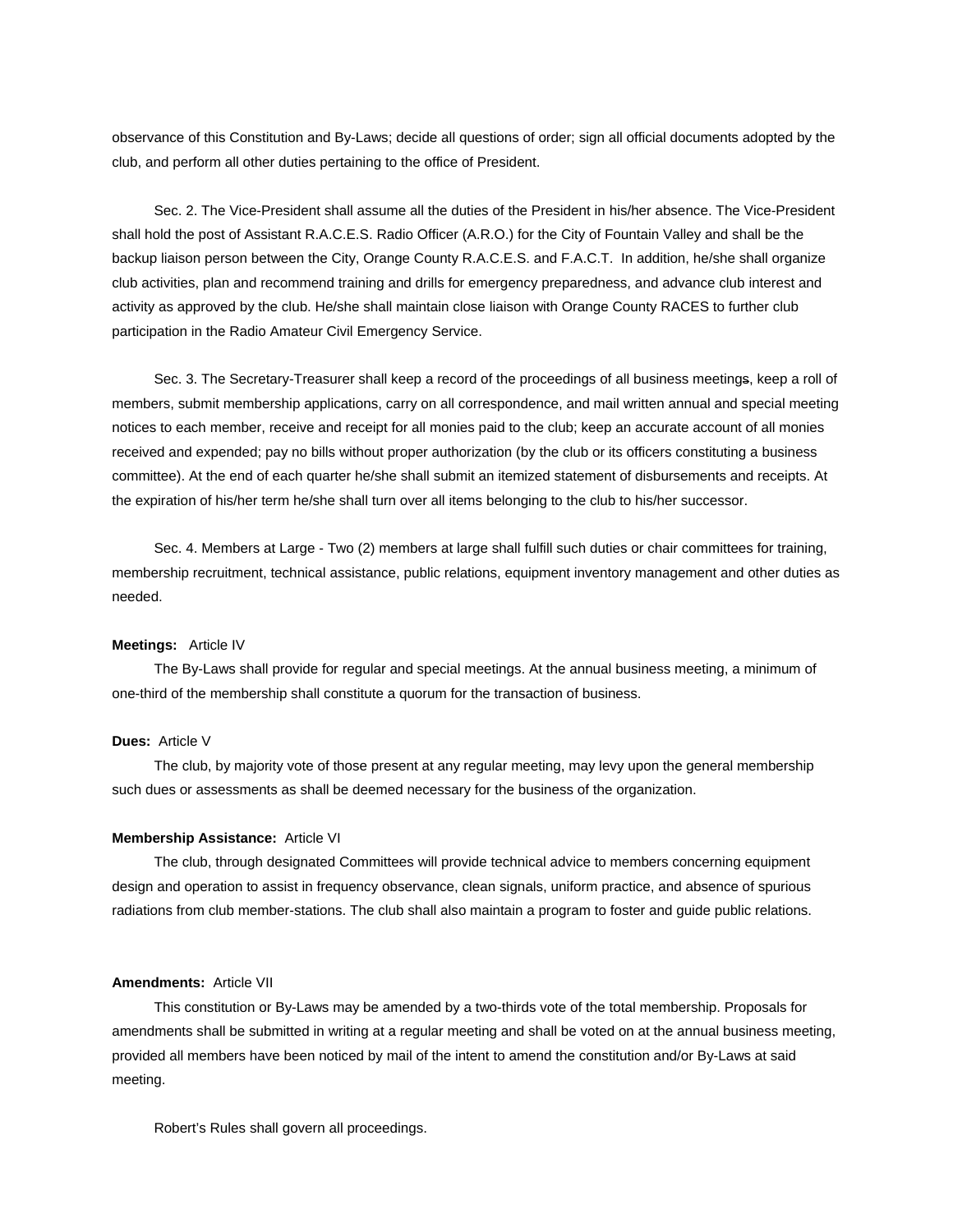observance of this Constitution and By-Laws; decide all questions of order; sign all official documents adopted by the club, and perform all other duties pertaining to the office of President.

Sec. 2. The Vice-President shall assume all the duties of the President in his/her absence. The Vice-President shall hold the post of Assistant R.A.C.E.S. Radio Officer (A.R.O.) for the City of Fountain Valley and shall be the backup liaison person between the City, Orange County R.A.C.E.S. and F.A.C.T. In addition, he/she shall organize club activities, plan and recommend training and drills for emergency preparedness, and advance club interest and activity as approved by the club. He/she shall maintain close liaison with Orange County RACES to further club participation in the Radio Amateur Civil Emergency Service.

Sec. 3. The Secretary-Treasurer shall keep a record of the proceedings of all business meetings, keep a roll of members, submit membership applications, carry on all correspondence, and mail written annual and special meeting notices to each member, receive and receipt for all monies paid to the club; keep an accurate account of all monies received and expended; pay no bills without proper authorization (by the club or its officers constituting a business committee). At the end of each quarter he/she shall submit an itemized statement of disbursements and receipts. At the expiration of his/her term he/she shall turn over all items belonging to the club to his/her successor.

Sec. 4. Members at Large - Two (2) members at large shall fulfill such duties or chair committees for training, membership recruitment, technical assistance, public relations, equipment inventory management and other duties as needed.

**Meetings:** Article IV

The By-Laws shall provide for regular and special meetings. At the annual business meeting, a minimum of one-third of the membership shall constitute a quorum for the transaction of business.

**Dues:** Article V

The club, by majority vote of those present at any regular meeting, may levy upon the general membership such dues or assessments as shall be deemed necessary for the business of the organization.

**Membership Assistance:** Article VI

The club, through designated Committees will provide technical advice to members concerning equipment design and operation to assist in frequency observance, clean signals, uniform practice, and absence of spurious radiations from club member-stations. The club shall also maintain a program to foster and guide public relations.

**Amendments:** Article VII

This constitution or By-Laws may be amended by a two-thirds vote of the total membership. Proposals for amendments shall be submitted in writing at a regular meeting and shall be voted on at the annual business meeting, provided all members have been noticed by mail of the intent to amend the constitution and/or By-Laws at said meeting.

Robert's Rules shall govern all proceedings.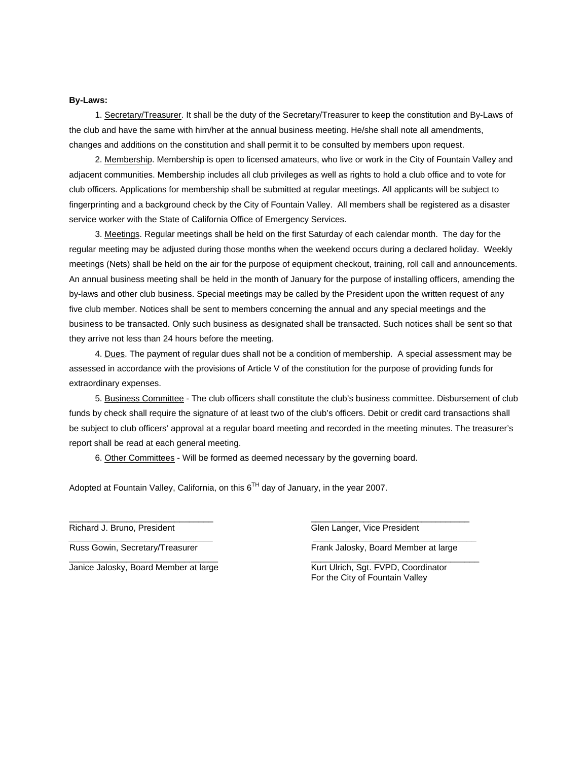**By-Laws:**

1. <u>Secretary/Treasurer</u>. It shall be the duty of the Secretary/Treasurer to keep the constitution and By-Laws of the club and have the same with him/her at the annual business meeting. He/she shall note all amendments, changes and additions on the constitution and shall permit it to be consulted by members upon request.

2. <u>Membership</u>. Membership is open to licensed amateurs, who live or work in the City of Fountain Valley and adjacent communities. Membership includes all club privileges as well as rights to hold a club office and to vote for club officers. Applications for membership shall be submitted at regular meetings. All applicants will be subject to fingerprinting and a background check by the City of Fountain Valley. All members shall be registered as a disaster service worker with the State of California Office of Emergency Services.

3. <u>Meetings</u>. Regular meetings shall be held on the first Saturday of each calendar month. The day for the regular meeting may be adjusted during those months when the weekend occurs during a declared holiday. Weekly meetings (Nets) shall be held on the air for the purpose of equipment checkout, training, roll call and announcements. An annual business meeting shall be held in the month of January for the purpose of installing officers, amending the by-laws and other club business. Special meetings may be called by the President upon the written request of any five club member. Notices shall be sent to members concerning the annual and any special meetings and the business to be transacted. Only such business as designated shall be transacted. Such notices shall be sent so that they arrive not less than 24 hours before the meeting.

4. <u>Dues</u>. The payment of regular dues shall not be a condition of membership. A special assessment may be assessed in accordance with the provisions of Article V of the constitution for the purpose of providing funds for extraordinary expenses.

5. <u>Business Committee</u> - The club officers shall constitute the club's business committee. Disbursement of club funds by check shall require the signature of at least two of the club's officers. Debit or credit card transactions shall be subject to club officers' approval at a regular board meeting and recorded in the meeting minutes. The treasurer's report shall be read at each general meeting.

6. <u>Other Committees</u> - Will be formed as deemed necessary by the governing board.

Adopted at Fountain Valley, California, on this 6TH day of January, in the year 2007.

______________________________
Richard J. Bruno, President

______________________________
Glen Langer, Vice President

______________________________
Russ Gowin, Secretary/Treasurer

______________________________
Frank Jalosky, Board Member at large

______________________________
Janice Jalosky, Board Member at large

______________________________
Kurt Ulrich, Sgt. FVPD, Coordinator
For the City of Fountain Valley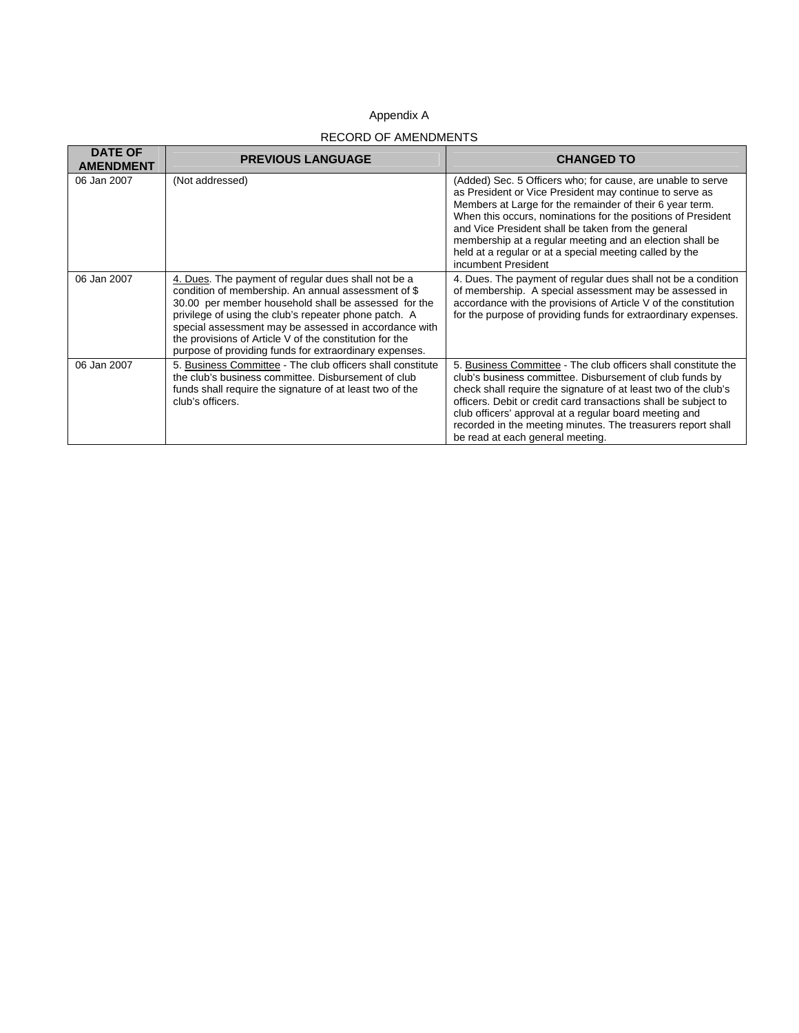Appendix A

RECORD OF AMENDMENTS

| DATE OF AMENDMENT | PREVIOUS LANGUAGE | CHANGED TO |
|---|---|---|
| 06 Jan 2007 | (Not addressed) | (Added) Sec. 5 Officers who; for cause, are unable to serve as President or Vice President may continue to serve as Members at Large for the remainder of their 6 year term. When this occurs, nominations for the positions of President and Vice President shall be taken from the general membership at a regular meeting and an election shall be held at a regular or at a special meeting called by the incumbent President |
| 06 Jan 2007 | 4. Dues. The payment of regular dues shall not be a condition of membership. An annual assessment of $ 30.00 per member household shall be assessed for the privilege of using the club's repeater phone patch. A special assessment may be assessed in accordance with the provisions of Article V of the constitution for the purpose of providing funds for extraordinary expenses. | 4. Dues. The payment of regular dues shall not be a condition of membership. A special assessment may be assessed in accordance with the provisions of Article V of the constitution for the purpose of providing funds for extraordinary expenses. |
| 06 Jan 2007 | 5. Business Committee - The club officers shall constitute the club's business committee. Disbursement of club funds shall require the signature of at least two of the club's officers. | 5. Business Committee - The club officers shall constitute the club's business committee. Disbursement of club funds by check shall require the signature of at least two of the club's officers. Debit or credit card transactions shall be subject to club officers' approval at a regular board meeting and recorded in the meeting minutes. The treasurers report shall be read at each general meeting. |